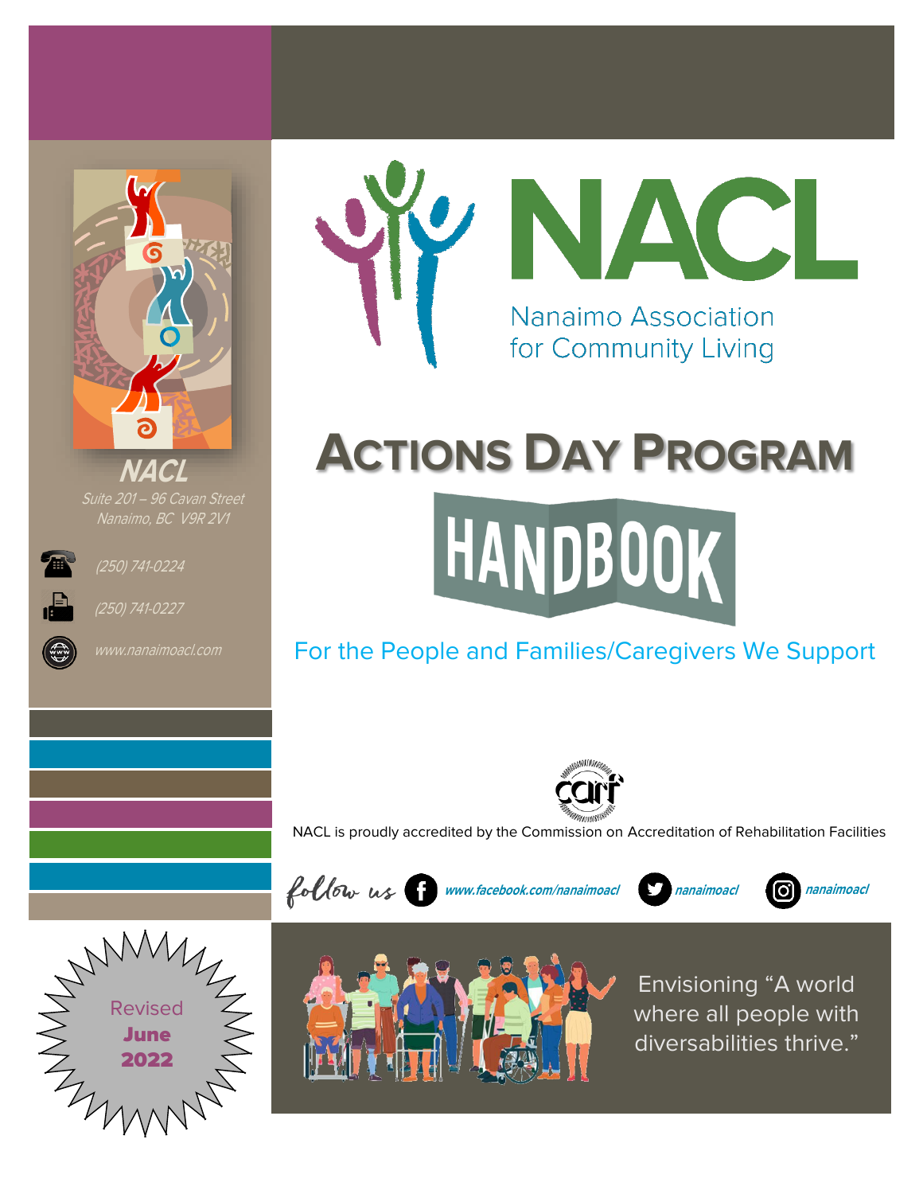# NACL

Nanaimo Association for Community Living

# Actions Day Program

# HANDBOOK

For the People and Families/Caregivers We Support

**NACL**

Suite 201 – 96 Cavan Street
Nanaimo, BC V9R 2V1

(250) 741-0224

(250) 741-0227

www.nanaimoacl.com

NACL is proudly accredited by the Commission on Accreditation of Rehabilitation Facilities

follow us www.facebook.com/nanaimoacl nanaimoacl nanaimoacl

Revised **June 2022**

Envisioning "A world where all people with diversabilities thrive."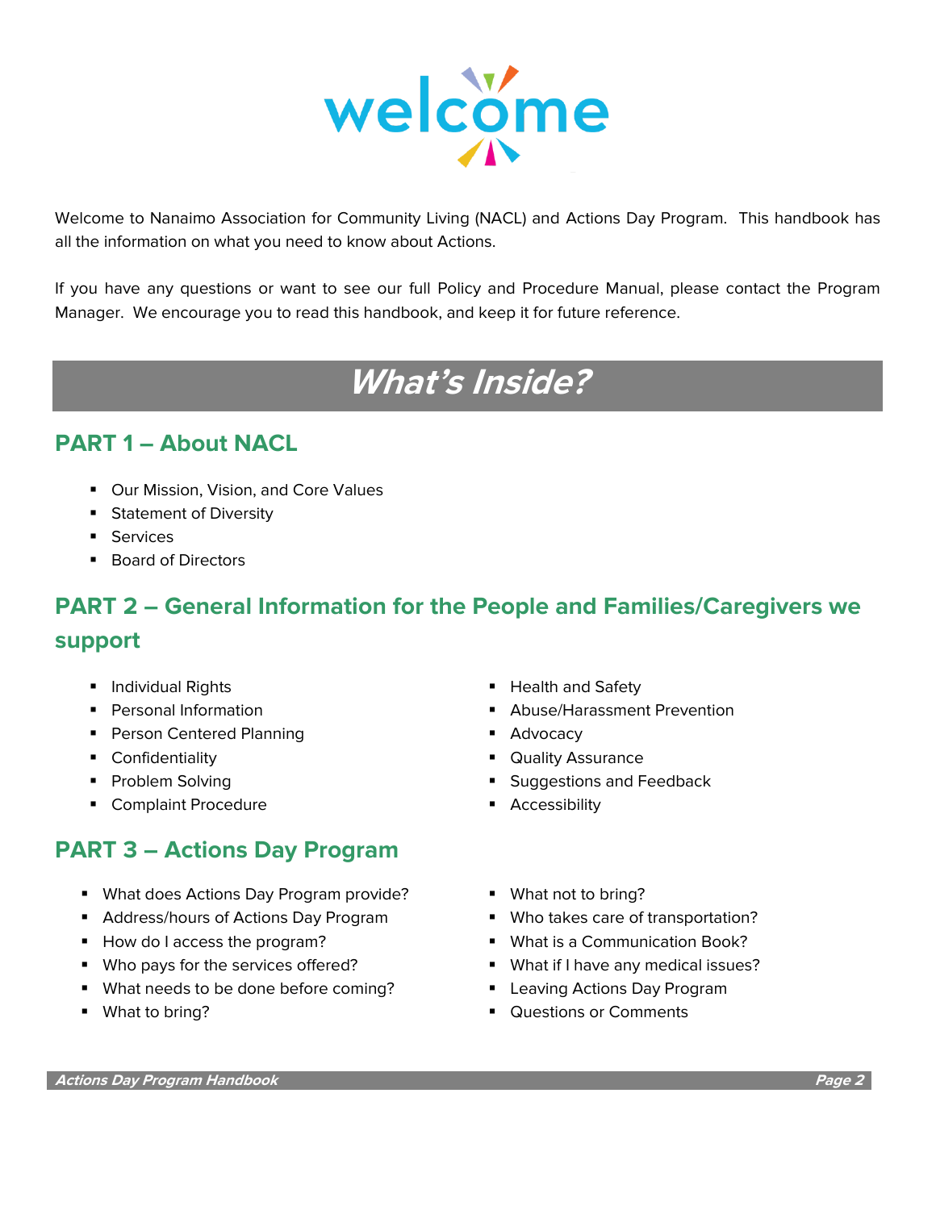# welcome

Welcome to Nanaimo Association for Community Living (NACL) and Actions Day Program. This handbook has all the information on what you need to know about Actions.

If you have any questions or want to see our full Policy and Procedure Manual, please contact the Program Manager. We encourage you to read this handbook, and keep it for future reference.

# *What's Inside?*

## PART 1 – About NACL

- Our Mission, Vision, and Core Values
- Statement of Diversity
- Services
- Board of Directors

## PART 2 – General Information for the People and Families/Caregivers we support

- Individual Rights
- Personal Information
- Person Centered Planning
- Confidentiality
- Problem Solving
- Complaint Procedure
- Health and Safety
- Abuse/Harassment Prevention
- Advocacy
- Quality Assurance
- Suggestions and Feedback
- Accessibility

## PART 3 – Actions Day Program

- What does Actions Day Program provide?
- Address/hours of Actions Day Program
- How do I access the program?
- Who pays for the services offered?
- What needs to be done before coming?
- What to bring?
- What not to bring?
- Who takes care of transportation?
- What is a Communication Book?
- What if I have any medical issues?
- Leaving Actions Day Program
- Questions or Comments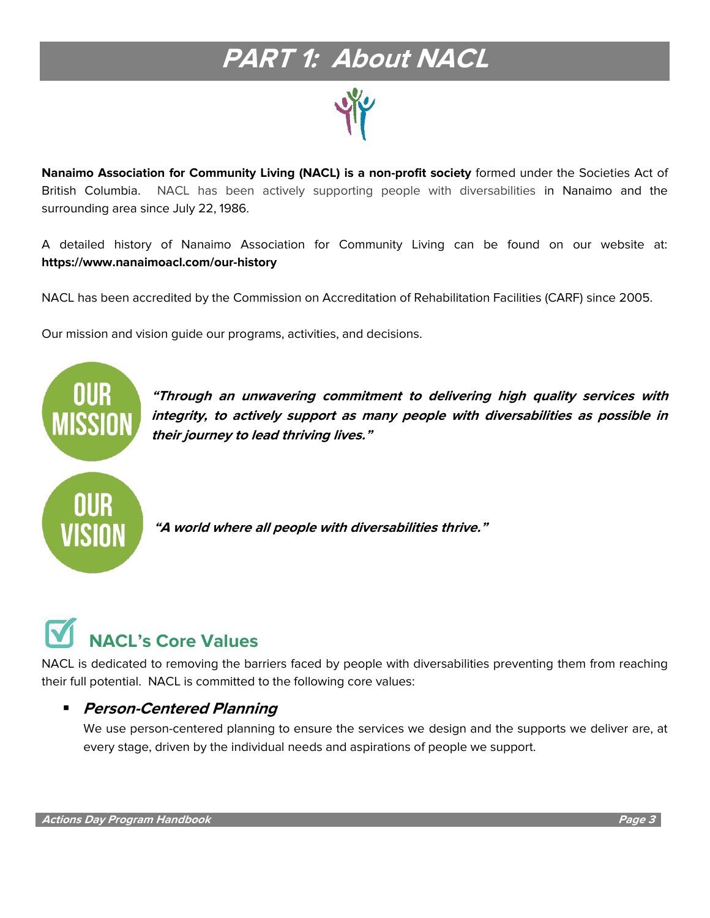# PART 1: About NACL

**Nanaimo Association for Community Living (NACL) is a non-profit society** formed under the Societies Act of British Columbia. NACL has been actively supporting people with diversabilities in Nanaimo and the surrounding area since July 22, 1986.

A detailed history of Nanaimo Association for Community Living can be found on our website at: **https://www.nanaimoacl.com/our-history**

NACL has been accredited by the Commission on Accreditation of Rehabilitation Facilities (CARF) since 2005.

Our mission and vision guide our programs, activities, and decisions.

**OUR MISSION**

***"Through an unwavering commitment to delivering high quality services with integrity, to actively support as many people with diversabilities as possible in their journey to lead thriving lives."***

**OUR VISION**

***"A world where all people with diversabilities thrive."***

## NACL's Core Values

NACL is dedicated to removing the barriers faced by people with diversabilities preventing them from reaching their full potential. NACL is committed to the following core values:

- ***Person-Centered Planning***

  We use person-centered planning to ensure the services we design and the supports we deliver are, at every stage, driven by the individual needs and aspirations of people we support.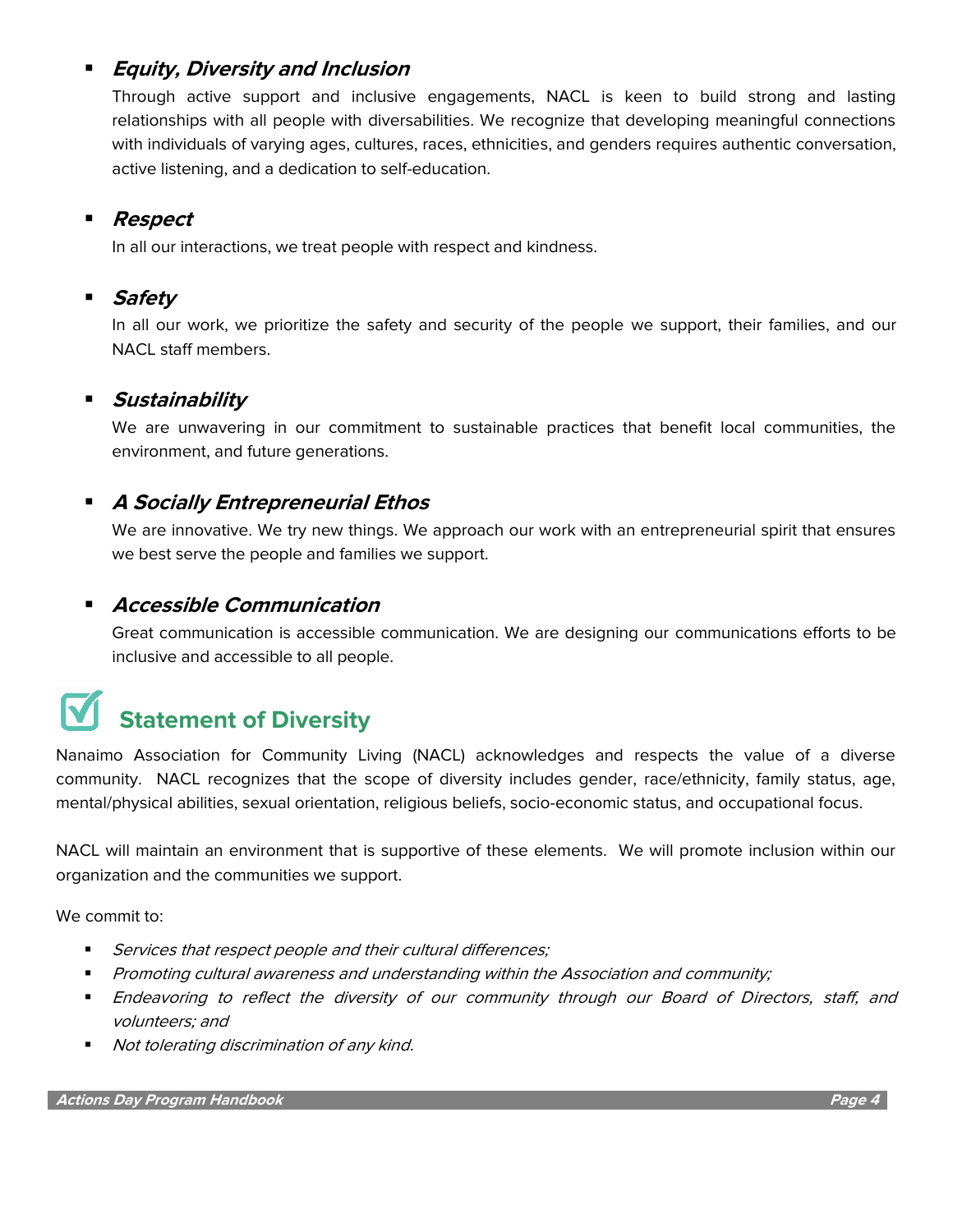- ***Equity, Diversity and Inclusion***

  Through active support and inclusive engagements, NACL is keen to build strong and lasting relationships with all people with diversabilities. We recognize that developing meaningful connections with individuals of varying ages, cultures, races, ethnicities, and genders requires authentic conversation, active listening, and a dedication to self-education.

- ***Respect***

  In all our interactions, we treat people with respect and kindness.

- ***Safety***

  In all our work, we prioritize the safety and security of the people we support, their families, and our NACL staff members.

- ***Sustainability***

  We are unwavering in our commitment to sustainable practices that benefit local communities, the environment, and future generations.

- ***A Socially Entrepreneurial Ethos***

  We are innovative. We try new things. We approach our work with an entrepreneurial spirit that ensures we best serve the people and families we support.

- ***Accessible Communication***

  Great communication is accessible communication. We are designing our communications efforts to be inclusive and accessible to all people.

## Statement of Diversity

Nanaimo Association for Community Living (NACL) acknowledges and respects the value of a diverse community. NACL recognizes that the scope of diversity includes gender, race/ethnicity, family status, age, mental/physical abilities, sexual orientation, religious beliefs, socio-economic status, and occupational focus.

NACL will maintain an environment that is supportive of these elements. We will promote inclusion within our organization and the communities we support.

We commit to:

- *Services that respect people and their cultural differences;*
- *Promoting cultural awareness and understanding within the Association and community;*
- *Endeavoring to reflect the diversity of our community through our Board of Directors, staff, and volunteers; and*
- *Not tolerating discrimination of any kind.*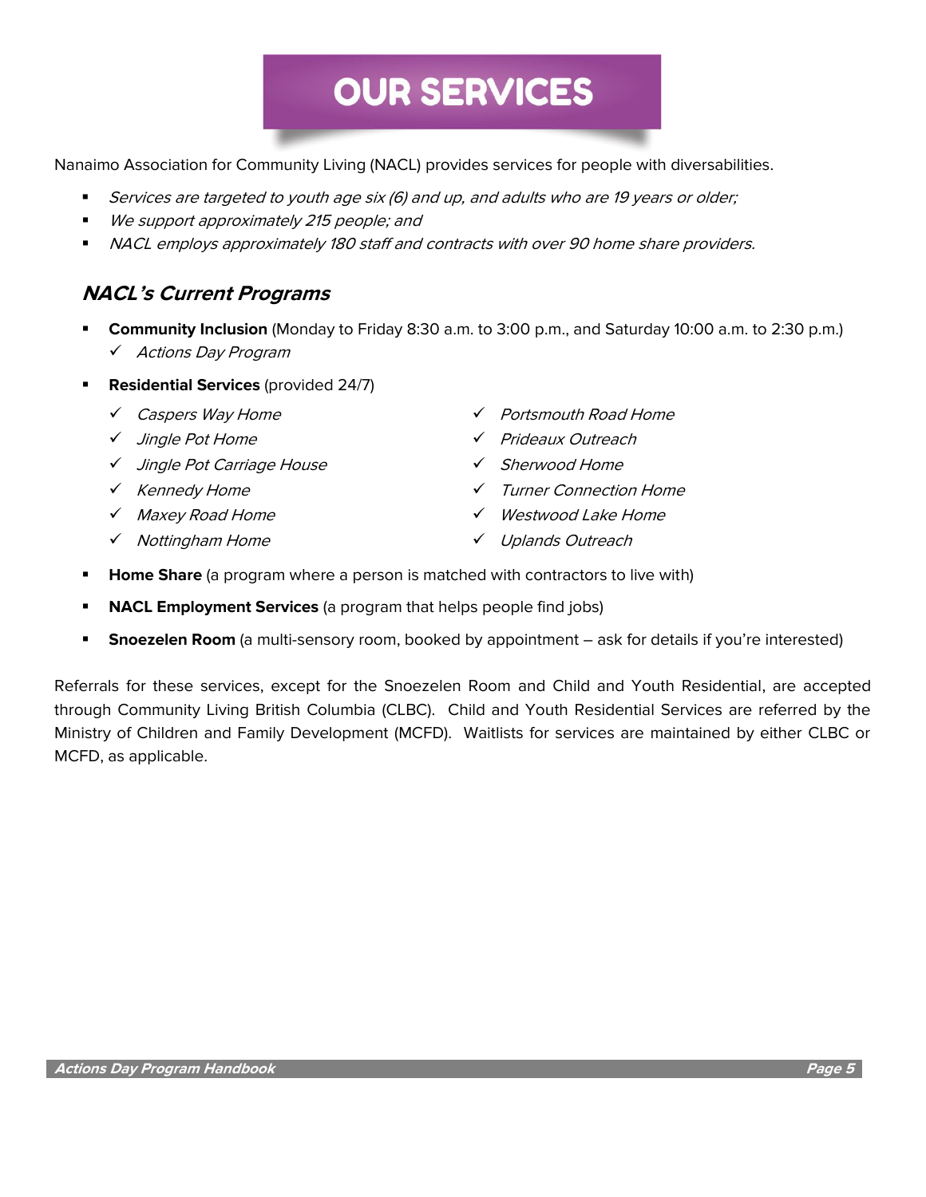# OUR SERVICES

Nanaimo Association for Community Living (NACL) provides services for people with diversabilities.

- *Services are targeted to youth age six (6) and up, and adults who are 19 years or older;*
- *We support approximately 215 people; and*
- *NACL employs approximately 180 staff and contracts with over 90 home share providers.*

## *NACL's Current Programs*

- **Community Inclusion** (Monday to Friday 8:30 a.m. to 3:00 p.m., and Saturday 10:00 a.m. to 2:30 p.m.)
  - ✓ *Actions Day Program*
- **Residential Services** (provided 24/7)
  - ✓ *Caspers Way Home*
  - ✓ *Jingle Pot Home*
  - ✓ *Jingle Pot Carriage House*
  - ✓ *Kennedy Home*
  - ✓ *Maxey Road Home*
  - ✓ *Nottingham Home*
  - ✓ *Portsmouth Road Home*
  - ✓ *Prideaux Outreach*
  - ✓ *Sherwood Home*
  - ✓ *Turner Connection Home*
  - ✓ *Westwood Lake Home*
  - ✓ *Uplands Outreach*
- **Home Share** (a program where a person is matched with contractors to live with)
- **NACL Employment Services** (a program that helps people find jobs)
- **Snoezelen Room** (a multi-sensory room, booked by appointment – ask for details if you're interested)

Referrals for these services, except for the Snoezelen Room and Child and Youth Residential, are accepted through Community Living British Columbia (CLBC). Child and Youth Residential Services are referred by the Ministry of Children and Family Development (MCFD). Waitlists for services are maintained by either CLBC or MCFD, as applicable.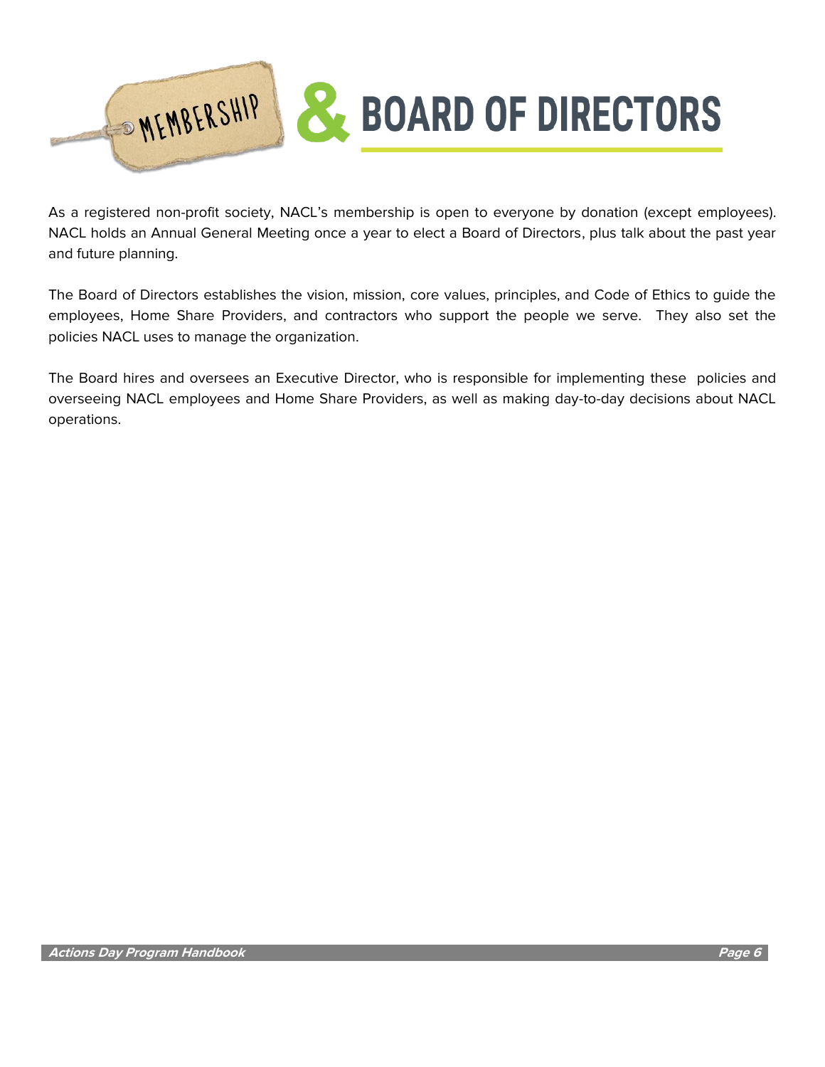# MEMBERSHIP & BOARD OF DIRECTORS

As a registered non-profit society, NACL's membership is open to everyone by donation (except employees). NACL holds an Annual General Meeting once a year to elect a Board of Directors, plus talk about the past year and future planning.

The Board of Directors establishes the vision, mission, core values, principles, and Code of Ethics to guide the employees, Home Share Providers, and contractors who support the people we serve. They also set the policies NACL uses to manage the organization.

The Board hires and oversees an Executive Director, who is responsible for implementing these policies and overseeing NACL employees and Home Share Providers, as well as making day-to-day decisions about NACL operations.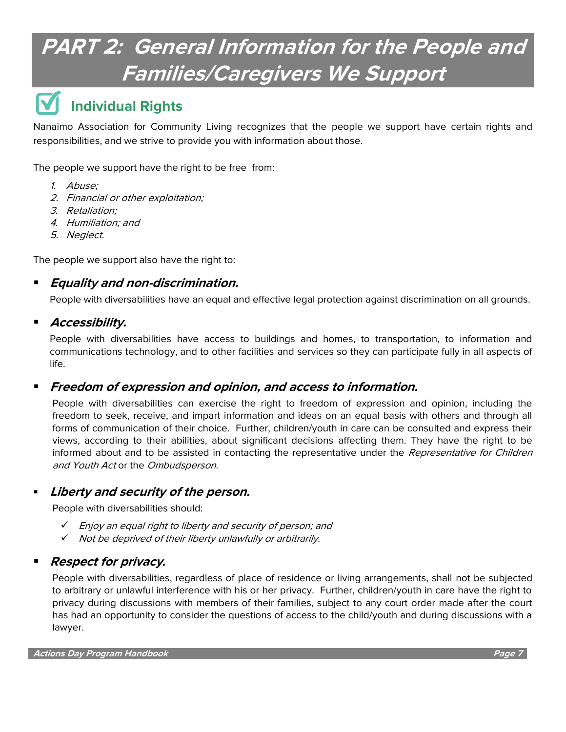# PART 2: General Information for the People and Families/Caregivers We Support

## Individual Rights

Nanaimo Association for Community Living recognizes that the people we support have certain rights and responsibilities, and we strive to provide you with information about those.

The people we support have the right to be free from:

1. *Abuse;*
2. *Financial or other exploitation;*
3. *Retaliation;*
4. *Humiliation; and*
5. *Neglect.*

The people we support also have the right to:

- ***Equality and non-discrimination.***

  People with diversabilities have an equal and effective legal protection against discrimination on all grounds.

- ***Accessibility.***

  People with diversabilities have access to buildings and homes, to transportation, to information and communications technology, and to other facilities and services so they can participate fully in all aspects of life.

- ***Freedom of expression and opinion, and access to information.***

  People with diversabilities can exercise the right to freedom of expression and opinion, including the freedom to seek, receive, and impart information and ideas on an equal basis with others and through all forms of communication of their choice. Further, children/youth in care can be consulted and express their views, according to their abilities, about significant decisions affecting them. They have the right to be informed about and to be assisted in contacting the representative under the *Representative for Children and Youth Act* or the *Ombudsperson*.

- ***Liberty and security of the person.***

  People with diversabilities should:

  - ✓ *Enjoy an equal right to liberty and security of person; and*
  - ✓ *Not be deprived of their liberty unlawfully or arbitrarily.*

- ***Respect for privacy.***

  People with diversabilities, regardless of place of residence or living arrangements, shall not be subjected to arbitrary or unlawful interference with his or her privacy. Further, children/youth in care have the right to privacy during discussions with members of their families, subject to any court order made after the court has had an opportunity to consider the questions of access to the child/youth and during discussions with a lawyer.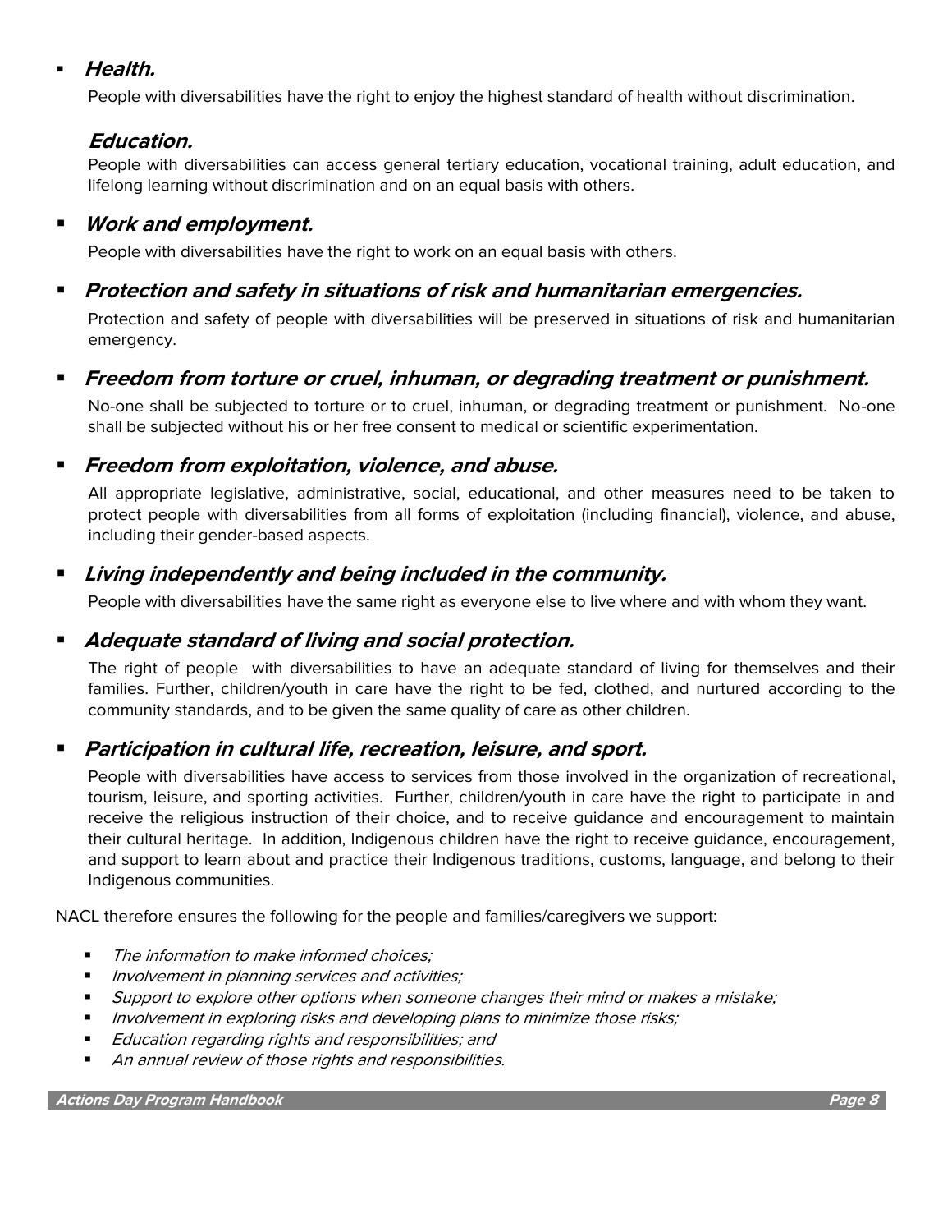- ***Health.***

  People with diversabilities have the right to enjoy the highest standard of health without discrimination.

  ***Education.***

  People with diversabilities can access general tertiary education, vocational training, adult education, and lifelong learning without discrimination and on an equal basis with others.

- ***Work and employment.***

  People with diversabilities have the right to work on an equal basis with others.

- ***Protection and safety in situations of risk and humanitarian emergencies.***

  Protection and safety of people with diversabilities will be preserved in situations of risk and humanitarian emergency.

- ***Freedom from torture or cruel, inhuman, or degrading treatment or punishment.***

  No-one shall be subjected to torture or to cruel, inhuman, or degrading treatment or punishment. No-one shall be subjected without his or her free consent to medical or scientific experimentation.

- ***Freedom from exploitation, violence, and abuse.***

  All appropriate legislative, administrative, social, educational, and other measures need to be taken to protect people with diversabilities from all forms of exploitation (including financial), violence, and abuse, including their gender-based aspects.

- ***Living independently and being included in the community.***

  People with diversabilities have the same right as everyone else to live where and with whom they want.

- ***Adequate standard of living and social protection.***

  The right of people with diversabilities to have an adequate standard of living for themselves and their families. Further, children/youth in care have the right to be fed, clothed, and nurtured according to the community standards, and to be given the same quality of care as other children.

- ***Participation in cultural life, recreation, leisure, and sport.***

  People with diversabilities have access to services from those involved in the organization of recreational, tourism, leisure, and sporting activities. Further, children/youth in care have the right to participate in and receive the religious instruction of their choice, and to receive guidance and encouragement to maintain their cultural heritage. In addition, Indigenous children have the right to receive guidance, encouragement, and support to learn about and practice their Indigenous traditions, customs, language, and belong to their Indigenous communities.

NACL therefore ensures the following for the people and families/caregivers we support:

- *The information to make informed choices;*
- *Involvement in planning services and activities;*
- *Support to explore other options when someone changes their mind or makes a mistake;*
- *Involvement in exploring risks and developing plans to minimize those risks;*
- *Education regarding rights and responsibilities; and*
- *An annual review of those rights and responsibilities.*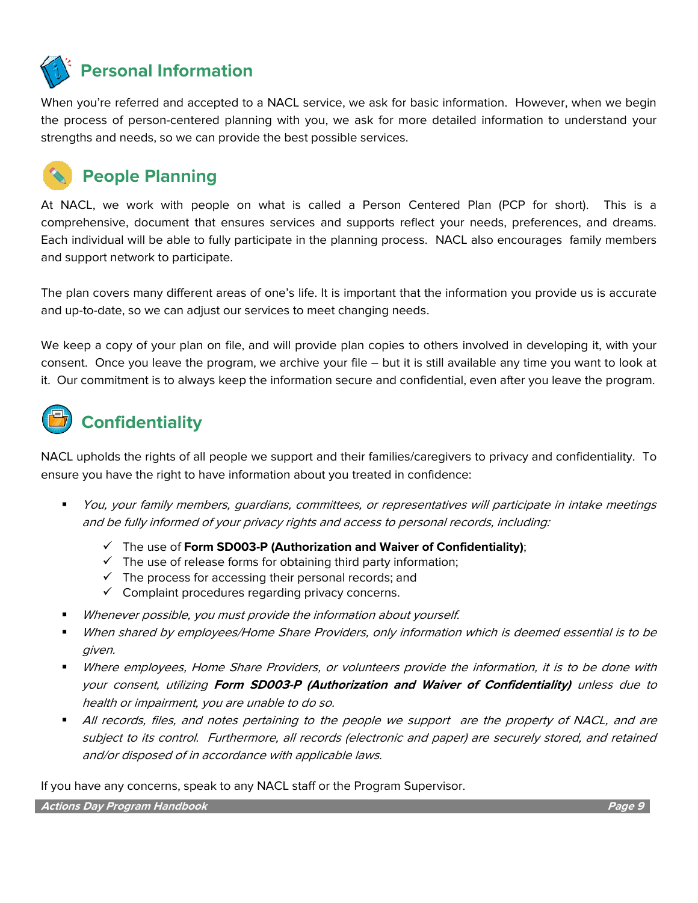## Personal Information

When you're referred and accepted to a NACL service, we ask for basic information. However, when we begin the process of person-centered planning with you, we ask for more detailed information to understand your strengths and needs, so we can provide the best possible services.

## People Planning

At NACL, we work with people on what is called a Person Centered Plan (PCP for short). This is a comprehensive, document that ensures services and supports reflect your needs, preferences, and dreams. Each individual will be able to fully participate in the planning process. NACL also encourages family members and support network to participate.

The plan covers many different areas of one's life. It is important that the information you provide us is accurate and up-to-date, so we can adjust our services to meet changing needs.

We keep a copy of your plan on file, and will provide plan copies to others involved in developing it, with your consent. Once you leave the program, we archive your file – but it is still available any time you want to look at it. Our commitment is to always keep the information secure and confidential, even after you leave the program.

## Confidentiality

NACL upholds the rights of all people we support and their families/caregivers to privacy and confidentiality. To ensure you have the right to have information about you treated in confidence:

- *You, your family members, guardians, committees, or representatives will participate in intake meetings and be fully informed of your privacy rights and access to personal records, including:*
  - ✓ The use of **Form SD003-P (Authorization and Waiver of Confidentiality)**;
  - ✓ The use of release forms for obtaining third party information;
  - ✓ The process for accessing their personal records; and
  - ✓ Complaint procedures regarding privacy concerns.
- *Whenever possible, you must provide the information about yourself.*
- *When shared by employees/Home Share Providers, only information which is deemed essential is to be given.*
- *Where employees, Home Share Providers, or volunteers provide the information, it is to be done with your consent, utilizing **Form SD003-P (Authorization and Waiver of Confidentiality)** unless due to health or impairment, you are unable to do so.*
- *All records, files, and notes pertaining to the people we support are the property of NACL, and are subject to its control. Furthermore, all records (electronic and paper) are securely stored, and retained and/or disposed of in accordance with applicable laws.*

If you have any concerns, speak to any NACL staff or the Program Supervisor.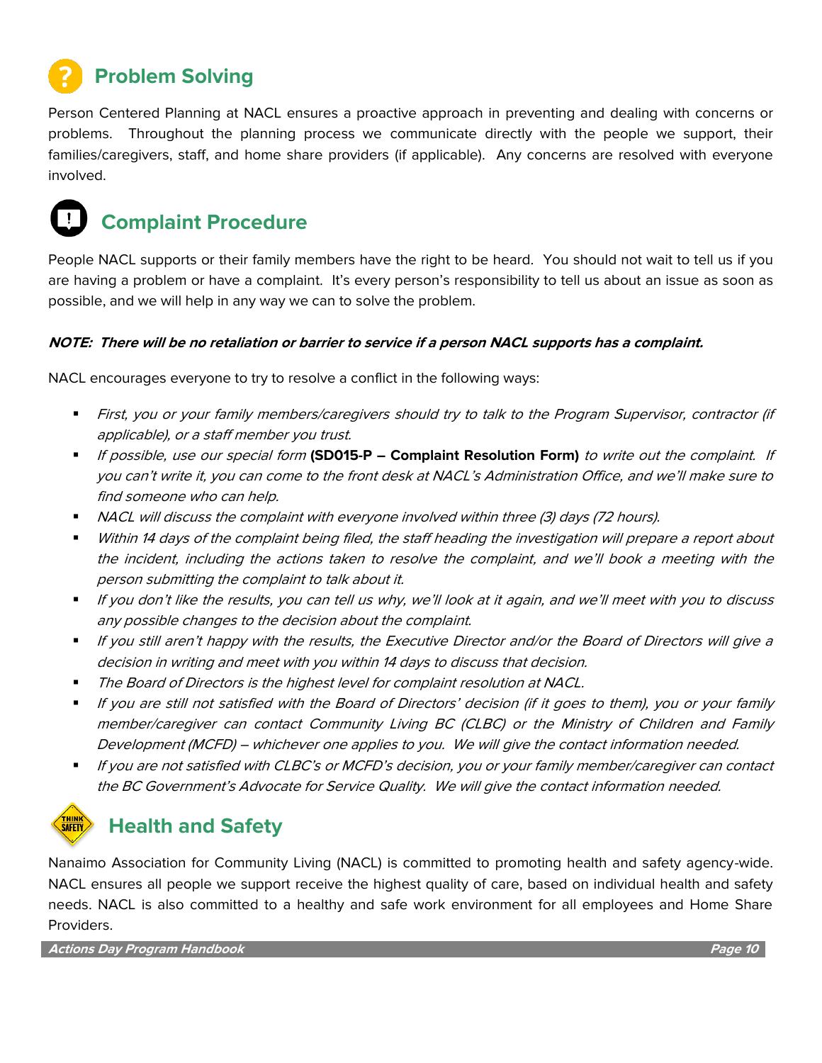## Problem Solving

Person Centered Planning at NACL ensures a proactive approach in preventing and dealing with concerns or problems. Throughout the planning process we communicate directly with the people we support, their families/caregivers, staff, and home share providers (if applicable). Any concerns are resolved with everyone involved.

## Complaint Procedure

People NACL supports or their family members have the right to be heard. You should not wait to tell us if you are having a problem or have a complaint. It's every person's responsibility to tell us about an issue as soon as possible, and we will help in any way we can to solve the problem.

***NOTE: There will be no retaliation or barrier to service if a person NACL supports has a complaint.***

NACL encourages everyone to try to resolve a conflict in the following ways:

- *First, you or your family members/caregivers should try to talk to the Program Supervisor, contractor (if applicable), or a staff member you trust.*
- *If possible, use our special form* **(SD015-P – Complaint Resolution Form)** *to write out the complaint. If you can't write it, you can come to the front desk at NACL's Administration Office, and we'll make sure to find someone who can help.*
- *NACL will discuss the complaint with everyone involved within three (3) days (72 hours).*
- *Within 14 days of the complaint being filed, the staff heading the investigation will prepare a report about the incident, including the actions taken to resolve the complaint, and we'll book a meeting with the person submitting the complaint to talk about it.*
- *If you don't like the results, you can tell us why, we'll look at it again, and we'll meet with you to discuss any possible changes to the decision about the complaint.*
- *If you still aren't happy with the results, the Executive Director and/or the Board of Directors will give a decision in writing and meet with you within 14 days to discuss that decision.*
- *The Board of Directors is the highest level for complaint resolution at NACL.*
- *If you are still not satisfied with the Board of Directors' decision (if it goes to them), you or your family member/caregiver can contact Community Living BC (CLBC) or the Ministry of Children and Family Development (MCFD) – whichever one applies to you. We will give the contact information needed.*
- *If you are not satisfied with CLBC's or MCFD's decision, you or your family member/caregiver can contact the BC Government's Advocate for Service Quality. We will give the contact information needed.*

## Health and Safety

Nanaimo Association for Community Living (NACL) is committed to promoting health and safety agency-wide. NACL ensures all people we support receive the highest quality of care, based on individual health and safety needs. NACL is also committed to a healthy and safe work environment for all employees and Home Share Providers.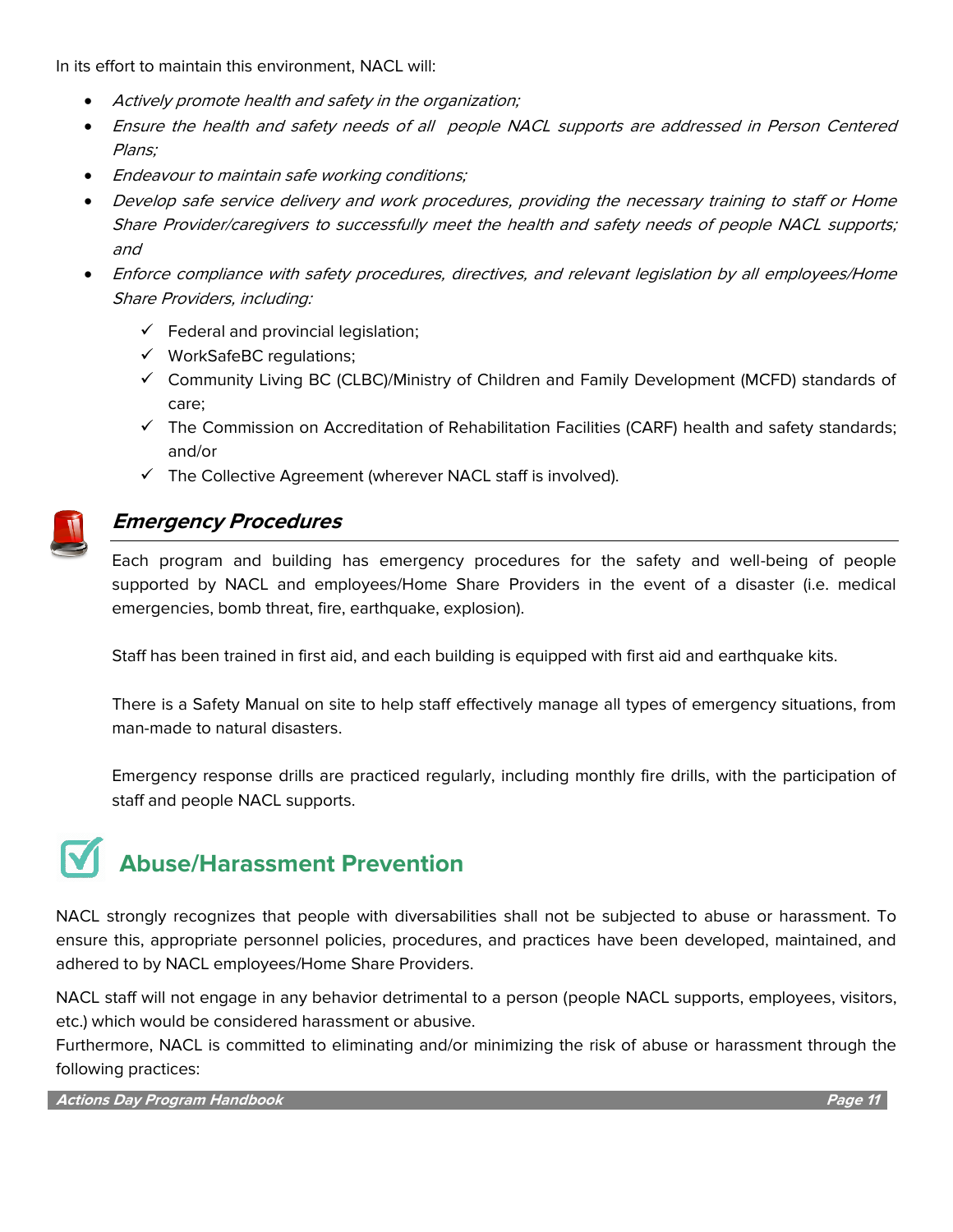In its effort to maintain this environment, NACL will:

- *Actively promote health and safety in the organization;*
- *Ensure the health and safety needs of all people NACL supports are addressed in Person Centered Plans;*
- *Endeavour to maintain safe working conditions;*
- *Develop safe service delivery and work procedures, providing the necessary training to staff or Home Share Provider/caregivers to successfully meet the health and safety needs of people NACL supports; and*
- *Enforce compliance with safety procedures, directives, and relevant legislation by all employees/Home Share Providers, including:*
    - ✓ Federal and provincial legislation;
    - ✓ WorkSafeBC regulations;
    - ✓ Community Living BC (CLBC)/Ministry of Children and Family Development (MCFD) standards of care;
    - ✓ The Commission on Accreditation of Rehabilitation Facilities (CARF) health and safety standards; and/or
    - ✓ The Collective Agreement (wherever NACL staff is involved).

### *Emergency Procedures*

Each program and building has emergency procedures for the safety and well-being of people supported by NACL and employees/Home Share Providers in the event of a disaster (i.e. medical emergencies, bomb threat, fire, earthquake, explosion).

Staff has been trained in first aid, and each building is equipped with first aid and earthquake kits.

There is a Safety Manual on site to help staff effectively manage all types of emergency situations, from man-made to natural disasters.

Emergency response drills are practiced regularly, including monthly fire drills, with the participation of staff and people NACL supports.

## Abuse/Harassment Prevention

NACL strongly recognizes that people with diversabilities shall not be subjected to abuse or harassment. To ensure this, appropriate personnel policies, procedures, and practices have been developed, maintained, and adhered to by NACL employees/Home Share Providers.

NACL staff will not engage in any behavior detrimental to a person (people NACL supports, employees, visitors, etc.) which would be considered harassment or abusive.

Furthermore, NACL is committed to eliminating and/or minimizing the risk of abuse or harassment through the following practices: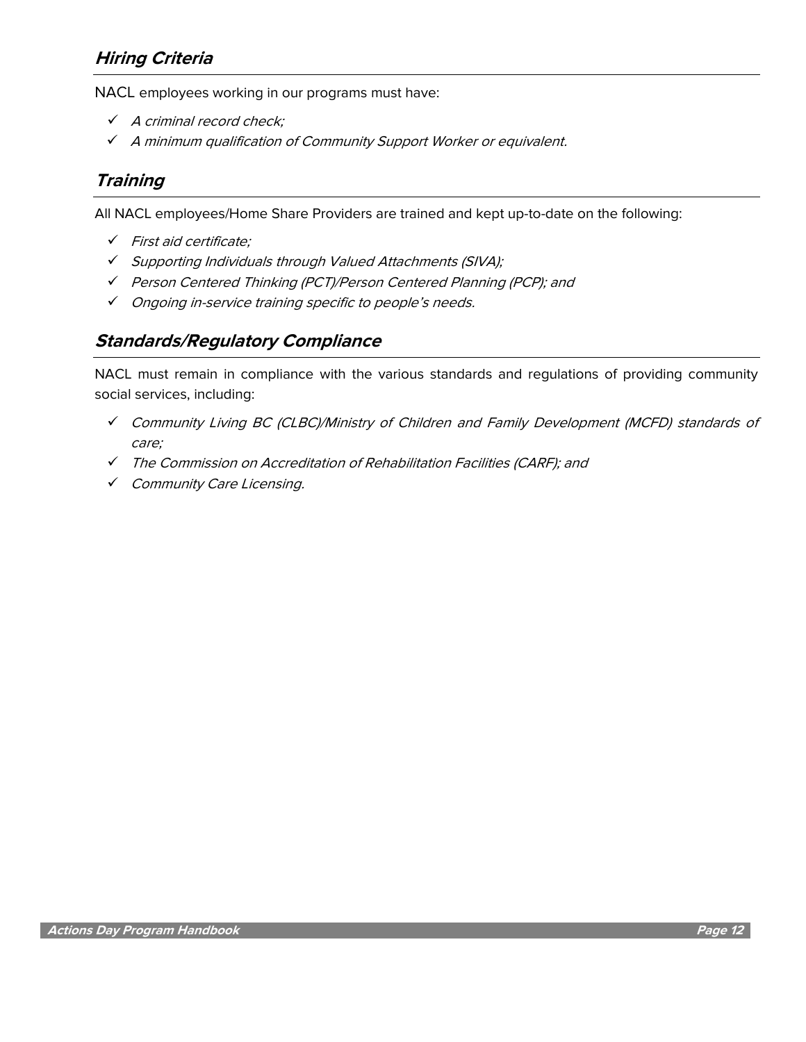## *Hiring Criteria*

NACL employees working in our programs must have:

- ✓ *A criminal record check;*
- ✓ *A minimum qualification of Community Support Worker or equivalent.*

## *Training*

All NACL employees/Home Share Providers are trained and kept up-to-date on the following:

- ✓ *First aid certificate;*
- ✓ *Supporting Individuals through Valued Attachments (SIVA);*
- ✓ *Person Centered Thinking (PCT)/Person Centered Planning (PCP); and*
- ✓ *Ongoing in-service training specific to people's needs.*

## *Standards/Regulatory Compliance*

NACL must remain in compliance with the various standards and regulations of providing community social services, including:

- ✓ *Community Living BC (CLBC)/Ministry of Children and Family Development (MCFD) standards of care;*
- ✓ *The Commission on Accreditation of Rehabilitation Facilities (CARF); and*
- ✓ *Community Care Licensing.*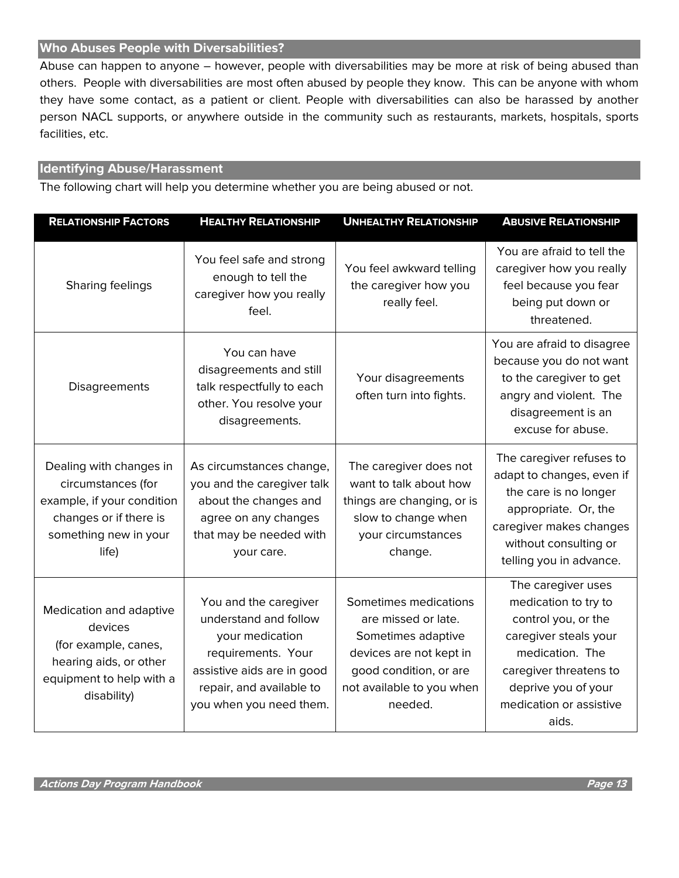## Who Abuses People with Diversabilities?

Abuse can happen to anyone – however, people with diversabilities may be more at risk of being abused than others. People with diversabilities are most often abused by people they know. This can be anyone with whom they have some contact, as a patient or client. People with diversabilities can also be harassed by another person NACL supports, or anywhere outside in the community such as restaurants, markets, hospitals, sports facilities, etc.

## Identifying Abuse/Harassment

The following chart will help you determine whether you are being abused or not.

| RELATIONSHIP FACTORS | HEALTHY RELATIONSHIP | UNHEALTHY RELATIONSHIP | ABUSIVE RELATIONSHIP |
|---|---|---|---|
| Sharing feelings | You feel safe and strong enough to tell the caregiver how you really feel. | You feel awkward telling the caregiver how you really feel. | You are afraid to tell the caregiver how you really feel because you fear being put down or threatened. |
| Disagreements | You can have disagreements and still talk respectfully to each other. You resolve your disagreements. | Your disagreements often turn into fights. | You are afraid to disagree because you do not want to the caregiver to get angry and violent. The disagreement is an excuse for abuse. |
| Dealing with changes in circumstances (for example, if your condition changes or if there is something new in your life) | As circumstances change, you and the caregiver talk about the changes and agree on any changes that may be needed with your care. | The caregiver does not want to talk about how things are changing, or is slow to change when your circumstances change. | The caregiver refuses to adapt to changes, even if the care is no longer appropriate. Or, the caregiver makes changes without consulting or telling you in advance. |
| Medication and adaptive devices (for example, canes, hearing aids, or other equipment to help with a disability) | You and the caregiver understand and follow your medication requirements. Your assistive aids are in good repair, and available to you when you need them. | Sometimes medications are missed or late. Sometimes adaptive devices are not kept in good condition, or are not available to you when needed. | The caregiver uses medication to try to control you, or the caregiver steals your medication. The caregiver threatens to deprive you of your medication or assistive aids. |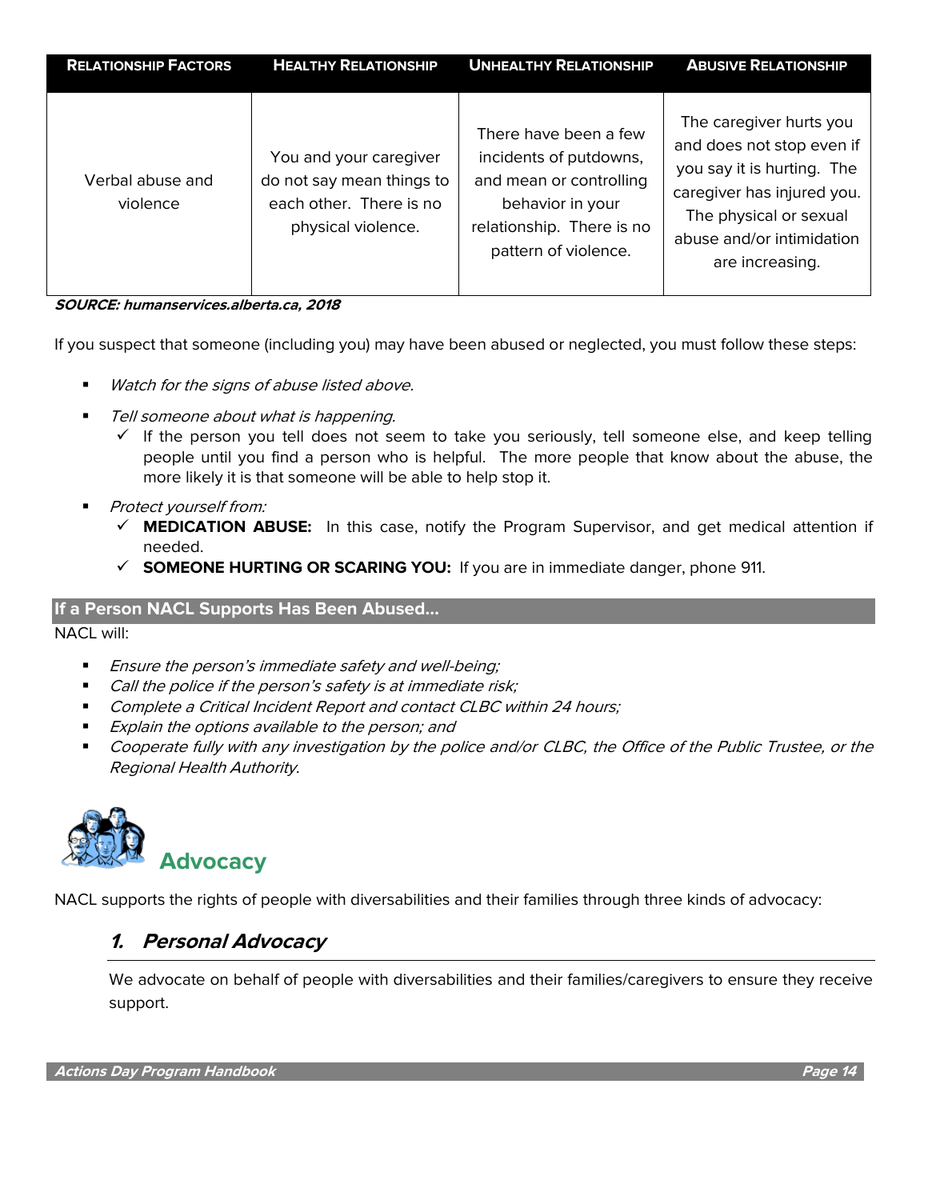| Relationship Factors | Healthy Relationship | Unhealthy Relationship | Abusive Relationship |
|---|---|---|---|
| Verbal abuse and violence | You and your caregiver do not say mean things to each other. There is no physical violence. | There have been a few incidents of putdowns, and mean or controlling behavior in your relationship. There is no pattern of violence. | The caregiver hurts you and does not stop even if you say it is hurting. The caregiver has injured you. The physical or sexual abuse and/or intimidation are increasing. |

***SOURCE: humanservices.alberta.ca, 2018***

If you suspect that someone (including you) may have been abused or neglected, you must follow these steps:

- *Watch for the signs of abuse listed above.*
- *Tell someone about what is happening.*
  - ✓ If the person you tell does not seem to take you seriously, tell someone else, and keep telling people until you find a person who is helpful. The more people that know about the abuse, the more likely it is that someone will be able to help stop it.
- *Protect yourself from:*
  - ✓ **MEDICATION ABUSE:** In this case, notify the Program Supervisor, and get medical attention if needed.
  - ✓ **SOMEONE HURTING OR SCARING YOU:** If you are in immediate danger, phone 911.

### If a Person NACL Supports Has Been Abused…

NACL will:

- *Ensure the person's immediate safety and well-being;*
- *Call the police if the person's safety is at immediate risk;*
- *Complete a Critical Incident Report and contact CLBC within 24 hours;*
- *Explain the options available to the person; and*
- *Cooperate fully with any investigation by the police and/or CLBC, the Office of the Public Trustee, or the Regional Health Authority.*

## Advocacy

NACL supports the rights of people with diversabilities and their families through three kinds of advocacy:

### *1. Personal Advocacy*

We advocate on behalf of people with diversabilities and their families/caregivers to ensure they receive support.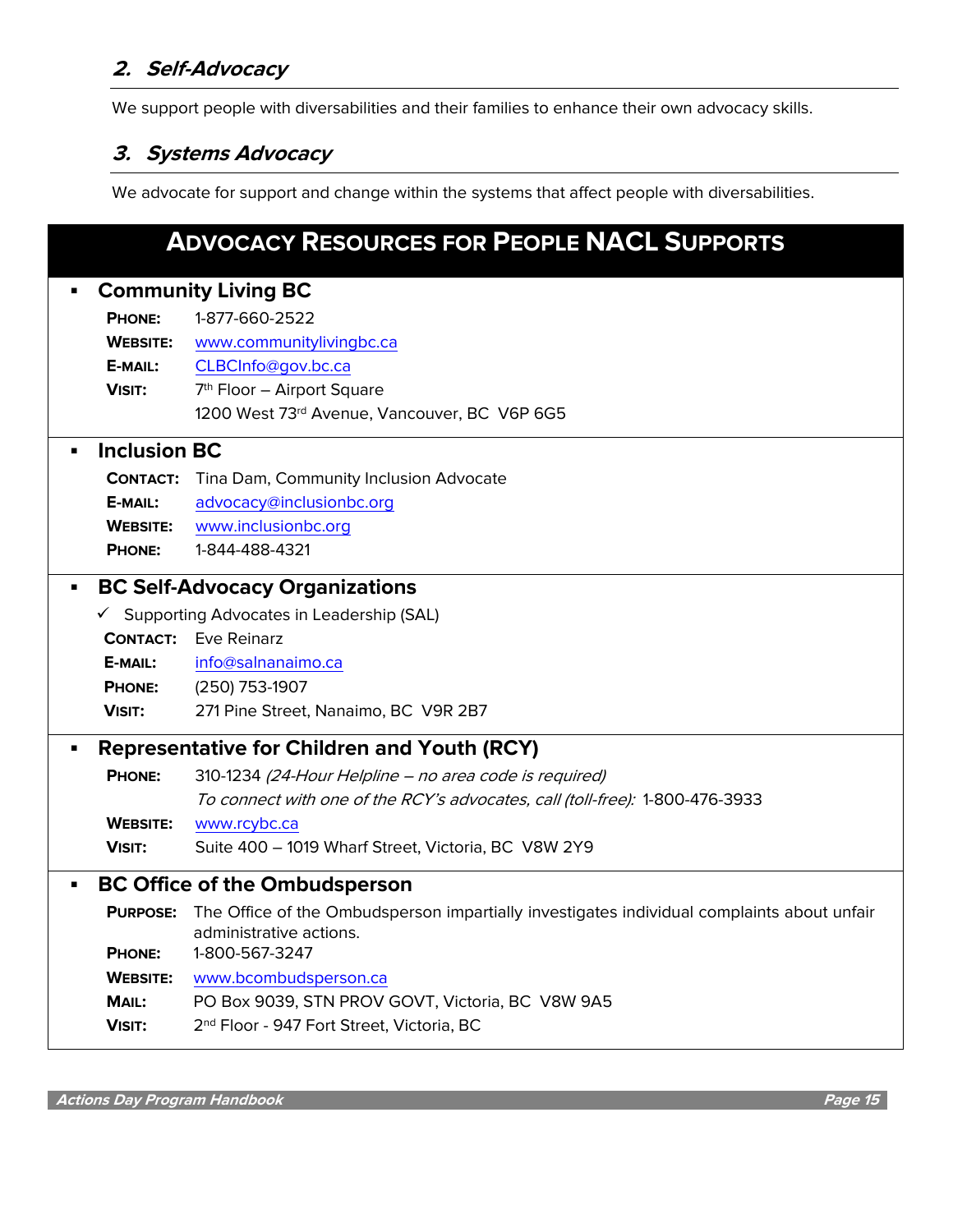### 2. Self-Advocacy

We support people with diversabilities and their families to enhance their own advocacy skills.

### 3. Systems Advocacy

We advocate for support and change within the systems that affect people with diversabilities.

## Advocacy Resources for People NACL Supports

- **Community Living BC**

  **Phone:** 1-877-660-2522
  **Website:** www.communitylivingbc.ca
  **E-mail:** CLBCInfo@gov.bc.ca
  **Visit:** 7th Floor – Airport Square
  1200 West 73rd Avenue, Vancouver, BC V6P 6G5

- **Inclusion BC**

  **Contact:** Tina Dam, Community Inclusion Advocate
  **E-mail:** advocacy@inclusionbc.org
  **Website:** www.inclusionbc.org
  **Phone:** 1-844-488-4321

- **BC Self-Advocacy Organizations**

  ✓ Supporting Advocates in Leadership (SAL)

  **Contact:** Eve Reinarz
  **E-mail:** info@salnanaimo.ca
  **Phone:** (250) 753-1907
  **Visit:** 271 Pine Street, Nanaimo, BC V9R 2B7

- **Representative for Children and Youth (RCY)**

  **Phone:** 310-1234 *(24-Hour Helpline – no area code is required)*
  *To connect with one of the RCY's advocates, call (toll-free):* 1-800-476-3933
  **Website:** www.rcybc.ca
  **Visit:** Suite 400 – 1019 Wharf Street, Victoria, BC V8W 2Y9

- **BC Office of the Ombudsperson**

  **Purpose:** The Office of the Ombudsperson impartially investigates individual complaints about unfair administrative actions.
  **Phone:** 1-800-567-3247
  **Website:** www.bcombudsperson.ca
  **Mail:** PO Box 9039, STN PROV GOVT, Victoria, BC V8W 9A5
  **Visit:** 2nd Floor - 947 Fort Street, Victoria, BC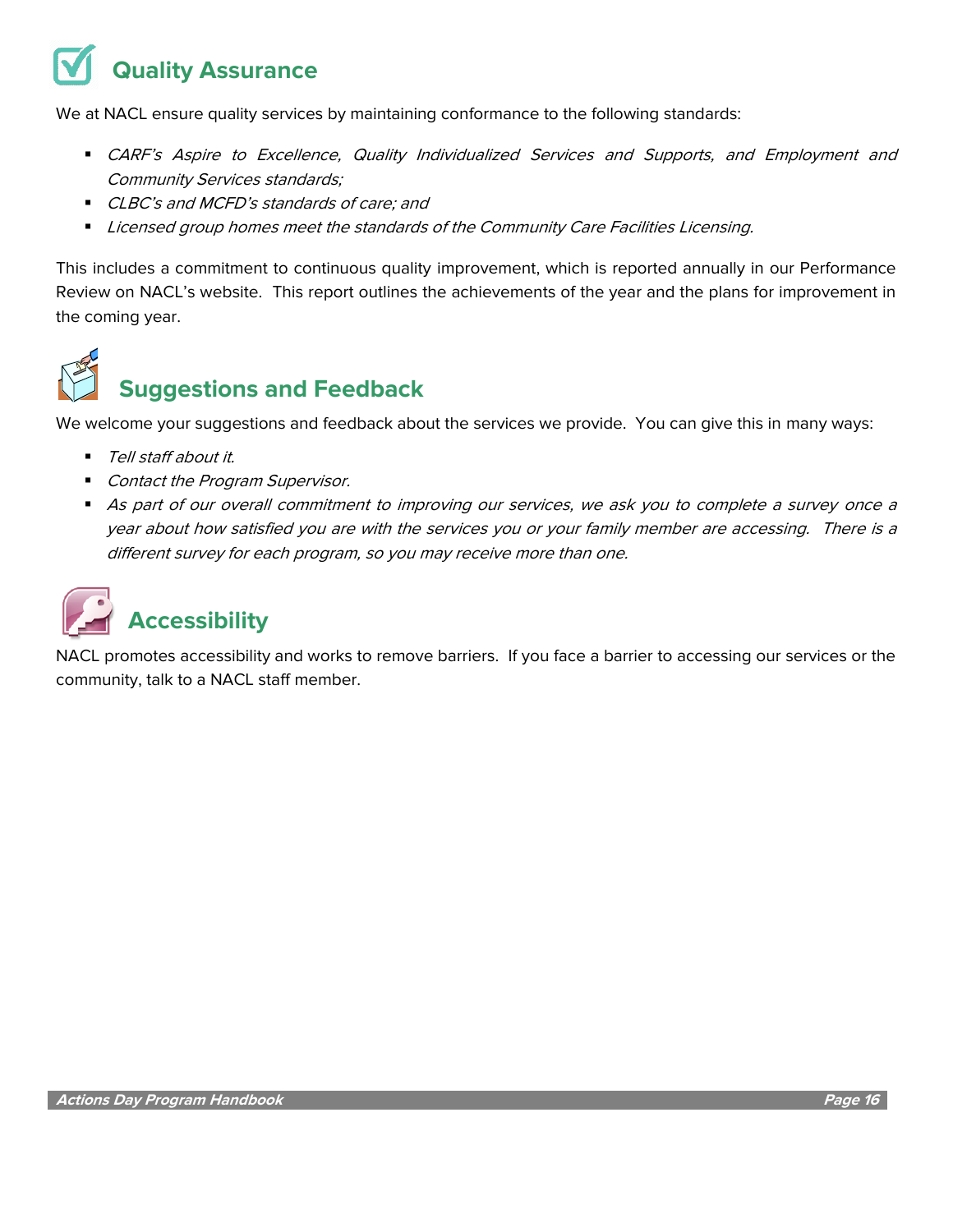## Quality Assurance

We at NACL ensure quality services by maintaining conformance to the following standards:

- *CARF's Aspire to Excellence, Quality Individualized Services and Supports, and Employment and Community Services standards;*
- *CLBC's and MCFD's standards of care; and*
- *Licensed group homes meet the standards of the Community Care Facilities Licensing.*

This includes a commitment to continuous quality improvement, which is reported annually in our Performance Review on NACL's website. This report outlines the achievements of the year and the plans for improvement in the coming year.

## Suggestions and Feedback

We welcome your suggestions and feedback about the services we provide. You can give this in many ways:

- *Tell staff about it.*
- *Contact the Program Supervisor.*
- *As part of our overall commitment to improving our services, we ask you to complete a survey once a year about how satisfied you are with the services you or your family member are accessing. There is a different survey for each program, so you may receive more than one.*

## Accessibility

NACL promotes accessibility and works to remove barriers. If you face a barrier to accessing our services or the community, talk to a NACL staff member.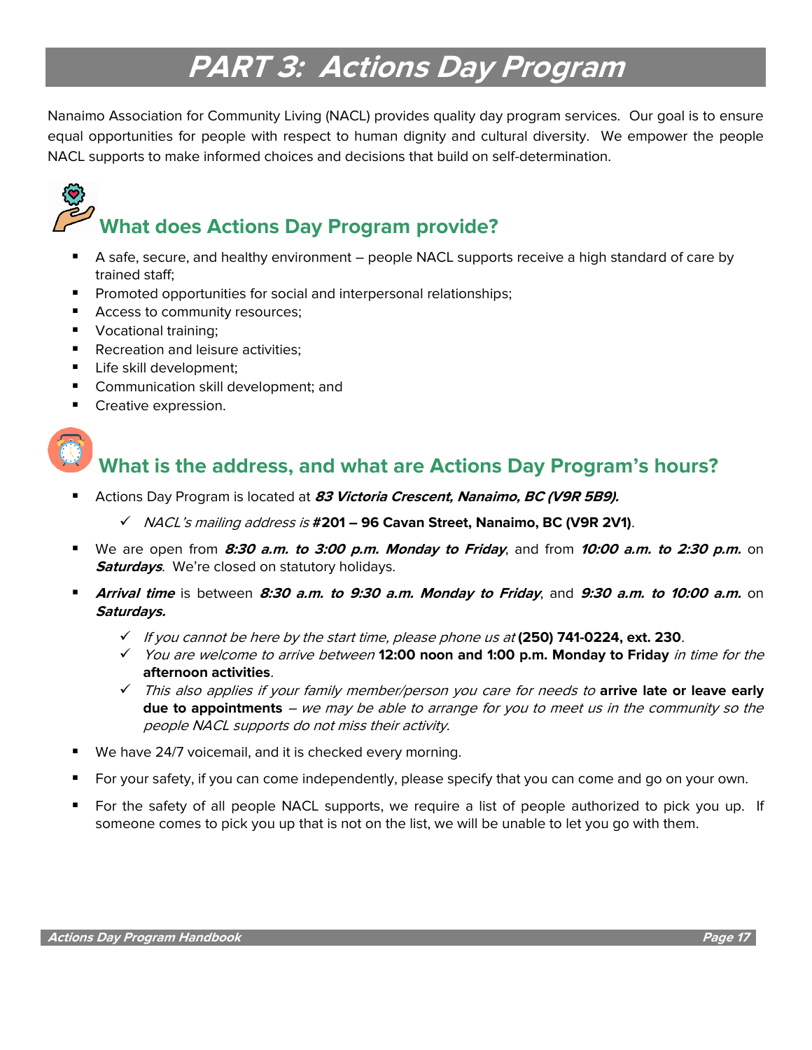# PART 3: Actions Day Program

Nanaimo Association for Community Living (NACL) provides quality day program services. Our goal is to ensure equal opportunities for people with respect to human dignity and cultural diversity. We empower the people NACL supports to make informed choices and decisions that build on self-determination.

## What does Actions Day Program provide?

- A safe, secure, and healthy environment – people NACL supports receive a high standard of care by trained staff;
- Promoted opportunities for social and interpersonal relationships;
- Access to community resources;
- Vocational training;
- Recreation and leisure activities;
- Life skill development;
- Communication skill development; and
- Creative expression.

## What is the address, and what are Actions Day Program's hours?

- Actions Day Program is located at ***83 Victoria Crescent, Nanaimo, BC (V9R 5B9).***
  - ✓ *NACL's mailing address is* **#201 – 96 Cavan Street, Nanaimo, BC (V9R 2V1)**.
- We are open from ***8:30 a.m. to 3:00 p.m. Monday to Friday***, and from ***10:00 a.m. to 2:30 p.m.*** on ***Saturdays***. We're closed on statutory holidays.
- ***Arrival time*** is between ***8:30 a.m. to 9:30 a.m. Monday to Friday***, and ***9:30 a.m. to 10:00 a.m.*** on ***Saturdays.***
  - ✓ *If you cannot be here by the start time, please phone us at* **(250) 741-0224, ext. 230**.
  - ✓ *You are welcome to arrive between* **12:00 noon and 1:00 p.m. Monday to Friday** *in time for the* **afternoon activities**.
  - ✓ *This also applies if your family member/person you care for needs to* **arrive late or leave early due to appointments** – *we may be able to arrange for you to meet us in the community so the people NACL supports do not miss their activity.*
- We have 24/7 voicemail, and it is checked every morning.
- For your safety, if you can come independently, please specify that you can come and go on your own.
- For the safety of all people NACL supports, we require a list of people authorized to pick you up. If someone comes to pick you up that is not on the list, we will be unable to let you go with them.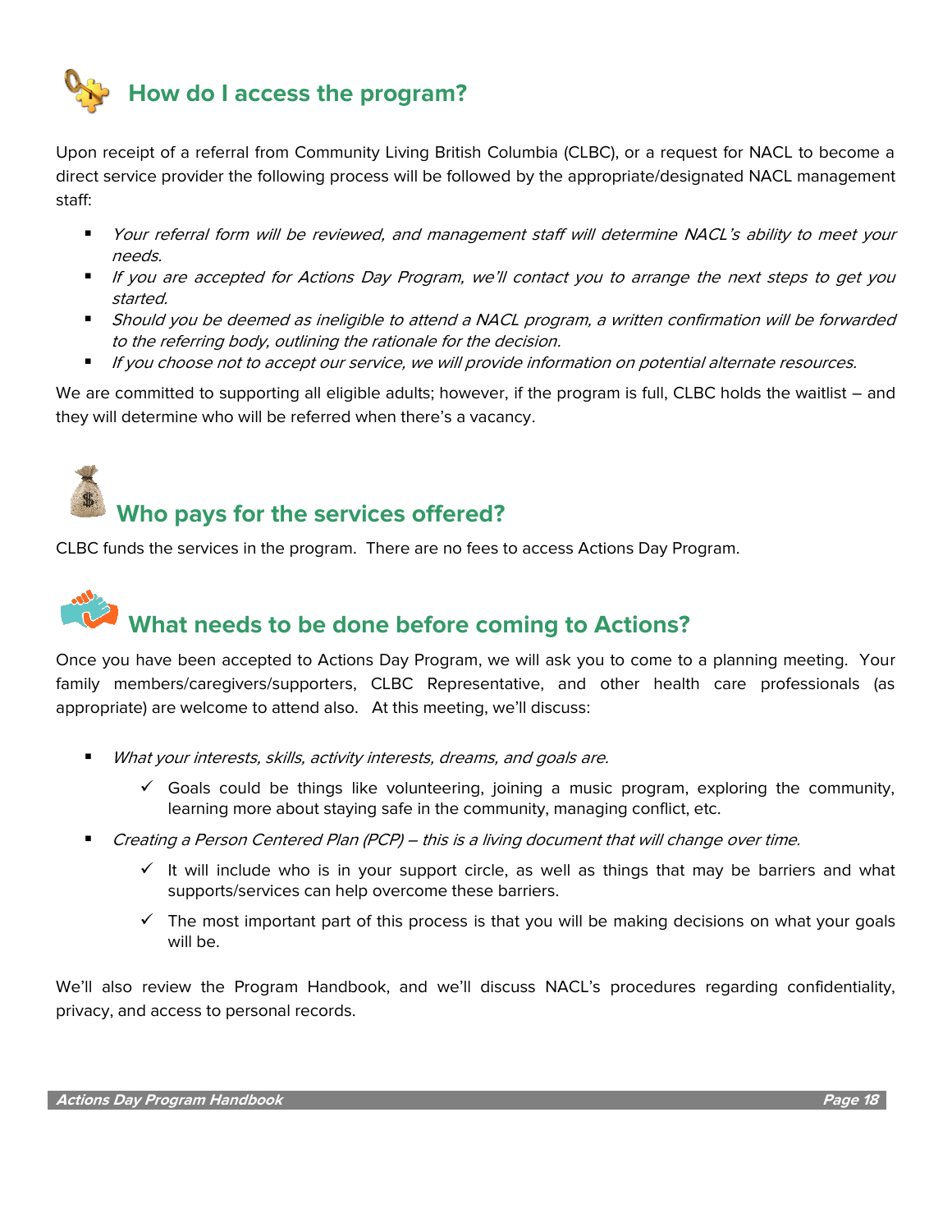## How do I access the program?

Upon receipt of a referral from Community Living British Columbia (CLBC), or a request for NACL to become a direct service provider the following process will be followed by the appropriate/designated NACL management staff:

- *Your referral form will be reviewed, and management staff will determine NACL's ability to meet your needs.*
- *If you are accepted for Actions Day Program, we'll contact you to arrange the next steps to get you started.*
- *Should you be deemed as ineligible to attend a NACL program, a written confirmation will be forwarded to the referring body, outlining the rationale for the decision.*
- *If you choose not to accept our service, we will provide information on potential alternate resources.*

We are committed to supporting all eligible adults; however, if the program is full, CLBC holds the waitlist – and they will determine who will be referred when there's a vacancy.

## Who pays for the services offered?

CLBC funds the services in the program. There are no fees to access Actions Day Program.

## What needs to be done before coming to Actions?

Once you have been accepted to Actions Day Program, we will ask you to come to a planning meeting. Your family members/caregivers/supporters, CLBC Representative, and other health care professionals (as appropriate) are welcome to attend also. At this meeting, we'll discuss:

- *What your interests, skills, activity interests, dreams, and goals are.*
  - ✓ Goals could be things like volunteering, joining a music program, exploring the community, learning more about staying safe in the community, managing conflict, etc.
- *Creating a Person Centered Plan (PCP) – this is a living document that will change over time.*
  - ✓ It will include who is in your support circle, as well as things that may be barriers and what supports/services can help overcome these barriers.
  - ✓ The most important part of this process is that you will be making decisions on what your goals will be.

We'll also review the Program Handbook, and we'll discuss NACL's procedures regarding confidentiality, privacy, and access to personal records.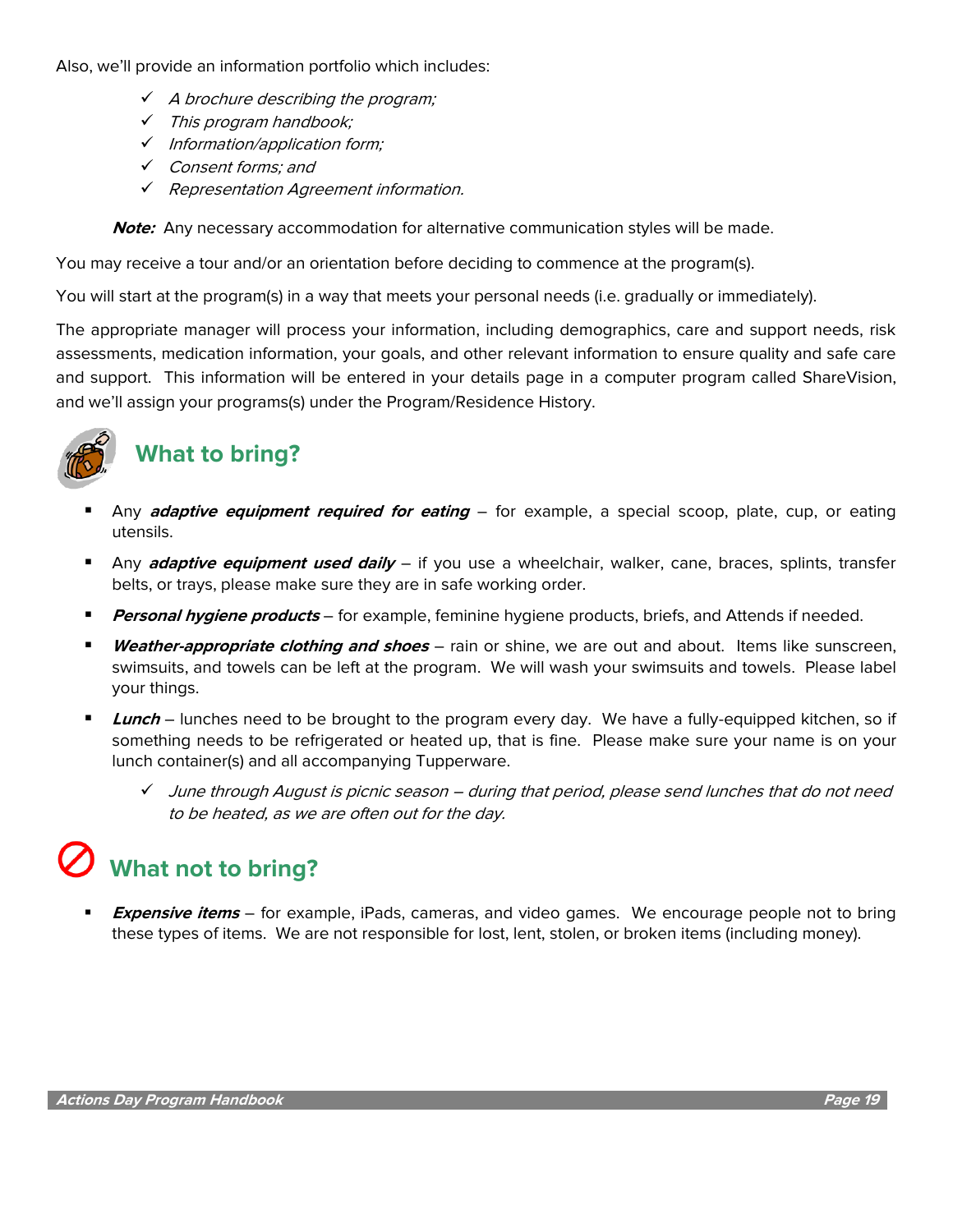Also, we'll provide an information portfolio which includes:

- ✓ *A brochure describing the program;*
- ✓ *This program handbook;*
- ✓ *Information/application form;*
- ✓ *Consent forms; and*
- ✓ *Representation Agreement information.*

***Note:*** Any necessary accommodation for alternative communication styles will be made.

You may receive a tour and/or an orientation before deciding to commence at the program(s).

You will start at the program(s) in a way that meets your personal needs (i.e. gradually or immediately).

The appropriate manager will process your information, including demographics, care and support needs, risk assessments, medication information, your goals, and other relevant information to ensure quality and safe care and support. This information will be entered in your details page in a computer program called ShareVision, and we'll assign your programs(s) under the Program/Residence History.

## What to bring?

- Any ***adaptive equipment required for eating*** – for example, a special scoop, plate, cup, or eating utensils.
- Any ***adaptive equipment used daily*** – if you use a wheelchair, walker, cane, braces, splints, transfer belts, or trays, please make sure they are in safe working order.
- ***Personal hygiene products*** – for example, feminine hygiene products, briefs, and Attends if needed.
- ***Weather-appropriate clothing and shoes*** – rain or shine, we are out and about. Items like sunscreen, swimsuits, and towels can be left at the program. We will wash your swimsuits and towels. Please label your things.
- ***Lunch*** – lunches need to be brought to the program every day. We have a fully-equipped kitchen, so if something needs to be refrigerated or heated up, that is fine. Please make sure your name is on your lunch container(s) and all accompanying Tupperware.
  - ✓ *June through August is picnic season – during that period, please send lunches that do not need to be heated, as we are often out for the day.*

## What not to bring?

- ***Expensive items*** – for example, iPads, cameras, and video games. We encourage people not to bring these types of items. We are not responsible for lost, lent, stolen, or broken items (including money).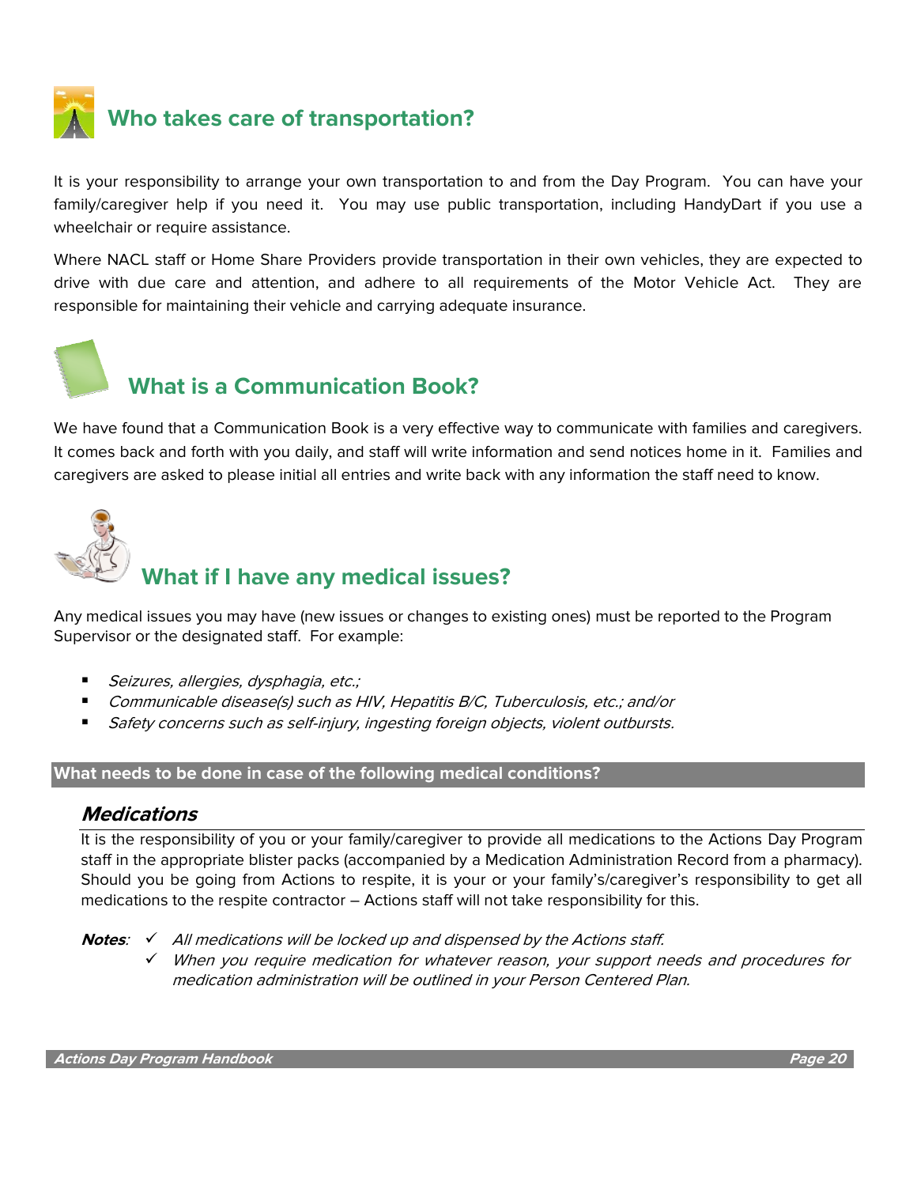## Who takes care of transportation?

It is your responsibility to arrange your own transportation to and from the Day Program. You can have your family/caregiver help if you need it. You may use public transportation, including HandyDart if you use a wheelchair or require assistance.

Where NACL staff or Home Share Providers provide transportation in their own vehicles, they are expected to drive with due care and attention, and adhere to all requirements of the Motor Vehicle Act. They are responsible for maintaining their vehicle and carrying adequate insurance.

## What is a Communication Book?

We have found that a Communication Book is a very effective way to communicate with families and caregivers. It comes back and forth with you daily, and staff will write information and send notices home in it. Families and caregivers are asked to please initial all entries and write back with any information the staff need to know.

## What if I have any medical issues?

Any medical issues you may have (new issues or changes to existing ones) must be reported to the Program Supervisor or the designated staff. For example:

- *Seizures, allergies, dysphagia, etc.;*
- *Communicable disease(s) such as HIV, Hepatitis B/C, Tuberculosis, etc.; and/or*
- *Safety concerns such as self-injury, ingesting foreign objects, violent outbursts.*

**What needs to be done in case of the following medical conditions?**

### *Medications*

It is the responsibility of you or your family/caregiver to provide all medications to the Actions Day Program staff in the appropriate blister packs (accompanied by a Medication Administration Record from a pharmacy). Should you be going from Actions to respite, it is your or your family's/caregiver's responsibility to get all medications to the respite contractor – Actions staff will not take responsibility for this.

***Notes***:
- ✓ *All medications will be locked up and dispensed by the Actions staff.*
- ✓ *When you require medication for whatever reason, your support needs and procedures for medication administration will be outlined in your Person Centered Plan.*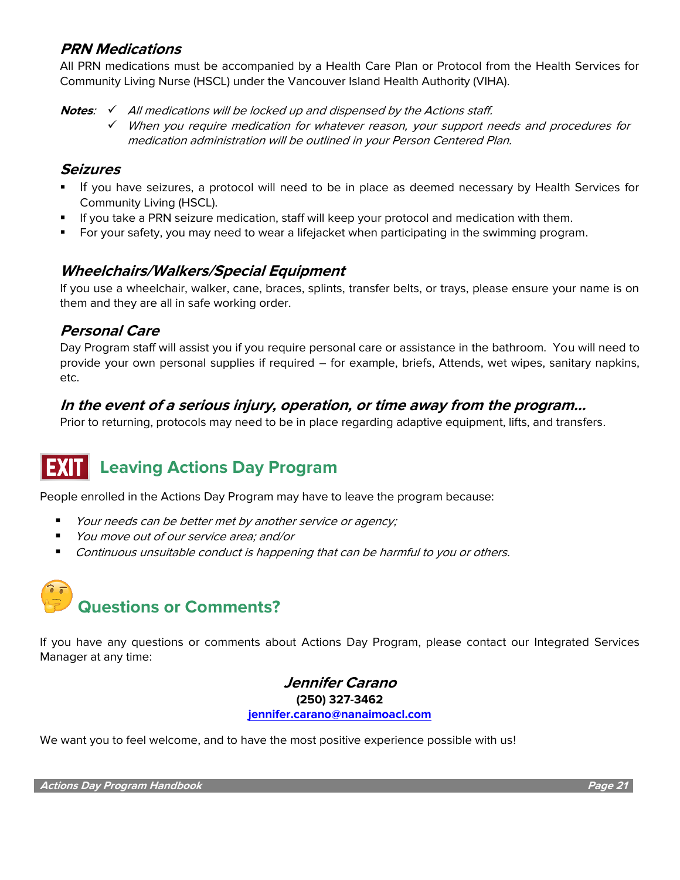### PRN Medications

All PRN medications must be accompanied by a Health Care Plan or Protocol from the Health Services for Community Living Nurse (HSCL) under the Vancouver Island Health Authority (VIHA).

***Notes***:
- ✓ *All medications will be locked up and dispensed by the Actions staff.*
- ✓ *When you require medication for whatever reason, your support needs and procedures for medication administration will be outlined in your Person Centered Plan.*

### Seizures

- If you have seizures, a protocol will need to be in place as deemed necessary by Health Services for Community Living (HSCL).
- If you take a PRN seizure medication, staff will keep your protocol and medication with them.
- For your safety, you may need to wear a lifejacket when participating in the swimming program.

### Wheelchairs/Walkers/Special Equipment

If you use a wheelchair, walker, cane, braces, splints, transfer belts, or trays, please ensure your name is on them and they are all in safe working order.

### Personal Care

Day Program staff will assist you if you require personal care or assistance in the bathroom. You will need to provide your own personal supplies if required – for example, briefs, Attends, wet wipes, sanitary napkins, etc.

### In the event of a serious injury, operation, or time away from the program…

Prior to returning, protocols may need to be in place regarding adaptive equipment, lifts, and transfers.

## EXIT Leaving Actions Day Program

People enrolled in the Actions Day Program may have to leave the program because:

- *Your needs can be better met by another service or agency;*
- *You move out of our service area; and/or*
- *Continuous unsuitable conduct is happening that can be harmful to you or others.*

## Questions or Comments?

If you have any questions or comments about Actions Day Program, please contact our Integrated Services Manager at any time:

***Jennifer Carano***
**(250) 327-3462**
**jennifer.carano@nanaimoacl.com**

We want you to feel welcome, and to have the most positive experience possible with us!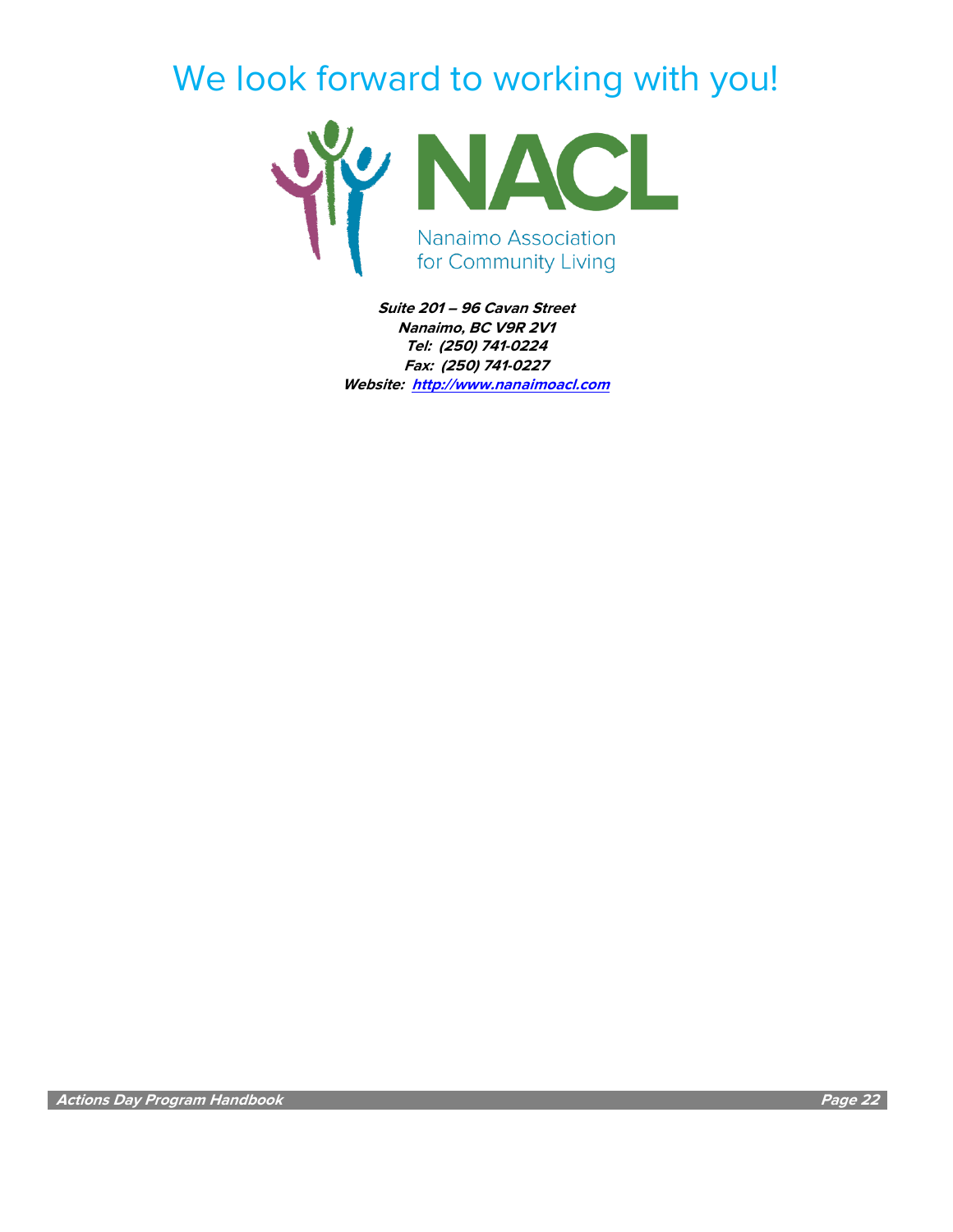# We look forward to working with you!

NACL

Nanaimo Association for Community Living

***Suite 201 – 96 Cavan Street***
***Nanaimo, BC V9R 2V1***
***Tel: (250) 741-0224***
***Fax: (250) 741-0227***
***Website: http://www.nanaimoacl.com***